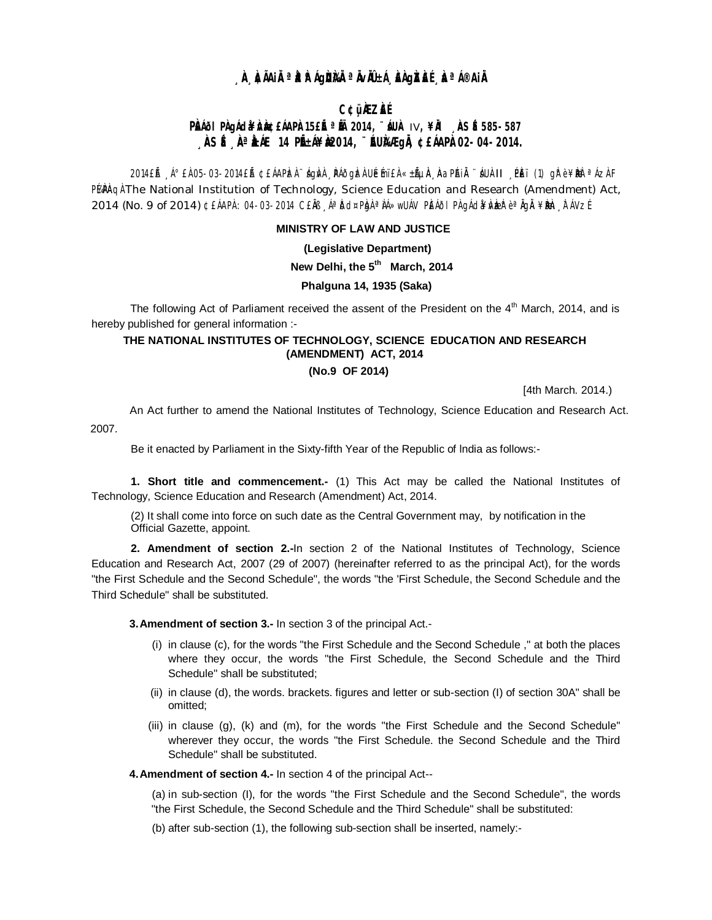¸À¸ÀÄAiÀÄ ªÀÄvÀÄÛ ±Á¸À£À gÀZÀ£É ¸ÀaªÁ®AiÀÄ

C¢ü¸ÀÆZÀ£É

PÀ£ÁðlPÀ gÁdå¥ÀvÀç ¢£ÁAPÀ 15£Éà ªÉÄà 2014, ¨sÁUÀ IV, ¥ÀÄl ¸ÀASÉå 585-587

¸ÀASÉå ¸ÀªÀå±ÁE 14 PÉÃ±Á¥Àæ 2014, ¨ÉAUÀ¼ÀÆgÀÄ, ¢£ÁAPÀ 02-04-2014.

2014£Éà ¸Á°£À 05-03-2014£Éà ¢£ÁAPÀzÀ ¨sÁgÀvÀ ¸ÀPÁðgÀzÀ UÉeÉmï£À «±ÉõÀ ¸ÀAaPÉAiÀÄ ¨sÁUÀ II ¸ÉPÀë£ï (1) gÀ°è ¥ÀæPÀlªÁzÀ F PÉ¼ÀPÀAqÀ The National Institution of Technology, Science Education and Research (Amendment) Act, 2014 (No. 9 of 2014) ¢£ÁAPÀ: 04-03-2014 C£ÀÄß ¸ÁªÀðd¤PÀgÀ ªÀiÁ»wUÁV PÀ£ÁðlPÀ gÁdå¥ÀvÀæzÀ°è ªÀÄgÀÄ ¥ÀæPÀn¸À¯ÁVzÉ

**MINISTRY OF LAW AND JUSTICE**

**(Legislative Department)**

**New Delhi, the 5th March, 2014**

**Phalguna 14, 1935 (Saka)**

The following Act of Parliament received the assent of the President on the 4th March, 2014, and is hereby published for general information :-

**THE NATIONAL INSTITUTES OF TECHNOLOGY, SCIENCE EDUCATION AND RESEARCH (AMENDMENT) ACT, 2014**

**(No.9 OF 2014)**

[4th March. 2014.)

An Act further to amend the National Institutes of Technology, Science Education and Research Act. 2007.

Be it enacted by Parliament in the Sixty-fifth Year of the Republic of India as follows:-

**1. Short title and commencement.-** (1) This Act may be called the National Institutes of Technology, Science Education and Research (Amendment) Act, 2014.

(2) It shall come into force on such date as the Central Government may, by notification in the Official Gazette, appoint.

**2. Amendment of section 2.-**In section 2 of the National Institutes of Technology, Science Education and Research Act, 2007 (29 of 2007) (hereinafter referred to as the principal Act), for the words "the First Schedule and the Second Schedule", the words "the 'First Schedule, the Second Schedule and the Third Schedule" shall be substituted.

**3. Amendment of section 3.-** In section 3 of the principal Act.-

(i) in clause (c), for the words "the First Schedule and the Second Schedule ," at both the places where they occur, the words "the First Schedule, the Second Schedule and the Third Schedule" shall be substituted;

(ii) in clause (d), the words. brackets. figures and letter or sub-section (I) of section 30A" shall be omitted;

(iii) in clause (g), (k) and (m), for the words "the First Schedule and the Second Schedule" wherever they occur, the words "the First Schedule. the Second Schedule and the Third Schedule" shall be substituted.

**4. Amendment of section 4.-** In section 4 of the principal Act--

(a) in sub-section (I), for the words "the First Schedule and the Second Schedule", the words "the First Schedule, the Second Schedule and the Third Schedule" shall be substituted:

(b) after sub-section (1), the following sub-section shall be inserted, namely:-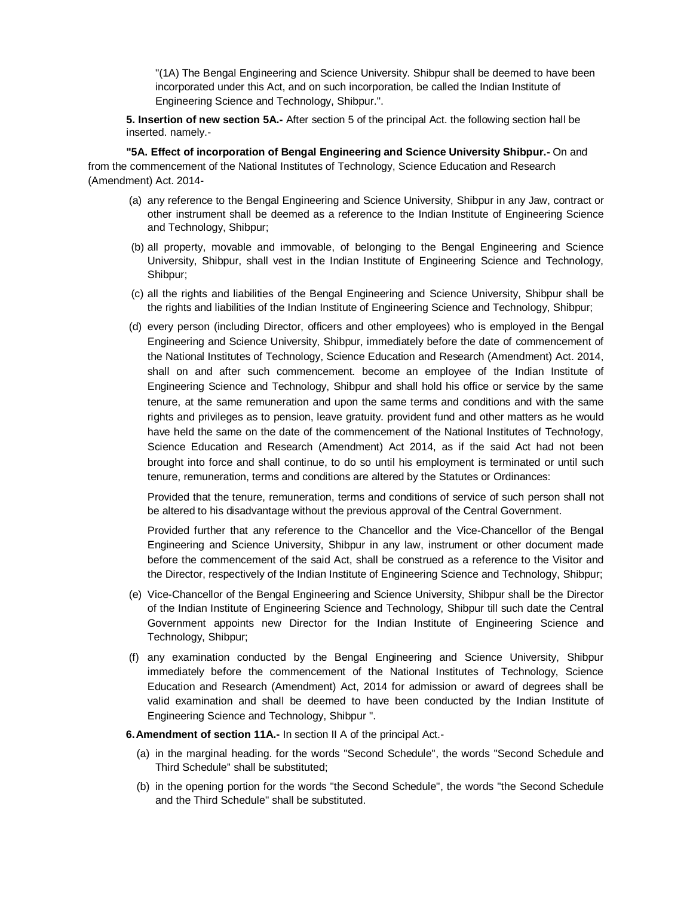"(1A) The Bengal Engineering and Science University. Shibpur shall be deemed to have been incorporated under this Act, and on such incorporation, be called the Indian Institute of Engineering Science and Technology, Shibpur.".

**5. Insertion of new section 5A.-** After section 5 of the principal Act. the following section hall be inserted. namely.-

**"5A. Effect of incorporation of Bengal Engineering and Science University Shibpur.-** On and from the commencement of the National Institutes of Technology, Science Education and Research (Amendment) Act. 2014-

(a) any reference to the Bengal Engineering and Science University, Shibpur in any Jaw, contract or other instrument shall be deemed as a reference to the Indian Institute of Engineering Science and Technology, Shibpur;

(b) all property, movable and immovable, of belonging to the Bengal Engineering and Science University, Shibpur, shall vest in the Indian Institute of Engineering Science and Technology, Shibpur;

(c) all the rights and liabilities of the Bengal Engineering and Science University, Shibpur shall be the rights and liabilities of the Indian Institute of Engineering Science and Technology, Shibpur;

(d) every person (including Director, officers and other employees) who is employed in the Bengal Engineering and Science University, Shibpur, immediately before the date of commencement of the National Institutes of Technology, Science Education and Research (Amendment) Act. 2014, shall on and after such commencement. become an employee of the Indian Institute of Engineering Science and Technology, Shibpur and shall hold his office or service by the same tenure, at the same remuneration and upon the same terms and conditions and with the same rights and privileges as to pension, leave gratuity. provident fund and other matters as he would have held the same on the date of the commencement of the National Institutes of Techno!ogy, Science Education and Research (Amendment) Act 2014, as if the said Act had not been brought into force and shall continue, to do so until his employment is terminated or until such tenure, remuneration, terms and conditions are altered by the Statutes or Ordinances:

Provided that the tenure, remuneration, terms and conditions of service of such person shall not be altered to his disadvantage without the previous approval of the Central Government.

Provided further that any reference to the Chancellor and the Vice-Chancellor of the Bengal Engineering and Science University, Shibpur in any law, instrument or other document made before the commencement of the said Act, shall be construed as a reference to the Visitor and the Director, respectively of the Indian Institute of Engineering Science and Technology, Shibpur;

(e) Vice-Chancellor of the Bengal Engineering and Science University, Shibpur shall be the Director of the Indian Institute of Engineering Science and Technology, Shibpur till such date the Central Government appoints new Director for the Indian Institute of Engineering Science and Technology, Shibpur;

(f) any examination conducted by the Bengal Engineering and Science University, Shibpur immediately before the commencement of the National Institutes of Technology, Science Education and Research (Amendment) Act, 2014 for admission or award of degrees shall be valid examination and shall be deemed to have been conducted by the Indian Institute of Engineering Science and Technology, Shibpur ".

**6. Amendment of section 11A.-** In section II A of the principal Act.-

(a) in the marginal heading. for the words "Second Schedule", the words "Second Schedule and Third Schedule" shall be substituted;

(b) in the opening portion for the words "the Second Schedule", the words "the Second Schedule and the Third Schedule" shall be substituted.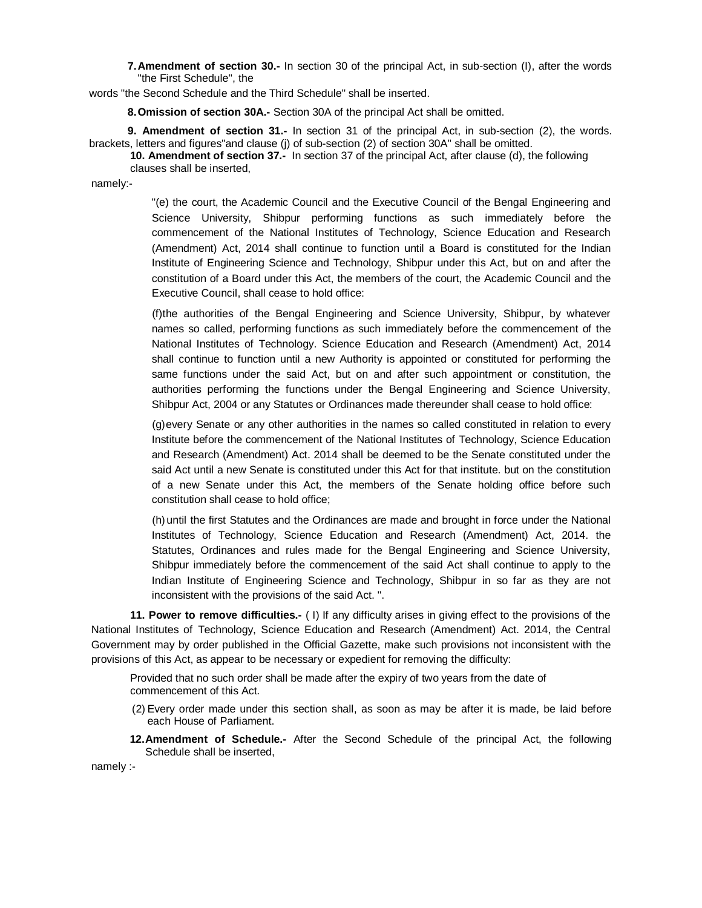**7. Amendment of section 30.-** In section 30 of the principal Act, in sub-section (I), after the words "the First Schedule", the words "the Second Schedule and the Third Schedule" shall be inserted.

**8. Omission of section 30A.-** Section 30A of the principal Act shall be omitted.

**9. Amendment of section 31.-** In section 31 of the principal Act, in sub-section (2), the words. brackets, letters and figures"and clause (j) of sub-section (2) of section 30A" shall be omitted.

**10. Amendment of section 37.-** In section 37 of the principal Act, after clause (d), the following clauses shall be inserted, namely:-

> "(e) the court, the Academic Council and the Executive Council of the Bengal Engineering and Science University, Shibpur performing functions as such immediately before the commencement of the National Institutes of Technology, Science Education and Research (Amendment) Act, 2014 shall continue to function until a Board is constituted for the Indian Institute of Engineering Science and Technology, Shibpur under this Act, but on and after the constitution of a Board under this Act, the members of the court, the Academic Council and the Executive Council, shall cease to hold office:
>
> (f) the authorities of the Bengal Engineering and Science University, Shibpur, by whatever names so called, performing functions as such immediately before the commencement of the National Institutes of Technology. Science Education and Research (Amendment) Act, 2014 shall continue to function until a new Authority is appointed or constituted for performing the same functions under the said Act, but on and after such appointment or constitution, the authorities performing the functions under the Bengal Engineering and Science University, Shibpur Act, 2004 or any Statutes or Ordinances made thereunder shall cease to hold office:
>
> (g) every Senate or any other authorities in the names so called constituted in relation to every Institute before the commencement of the National Institutes of Technology, Science Education and Research (Amendment) Act. 2014 shall be deemed to be the Senate constituted under the said Act until a new Senate is constituted under this Act for that institute. but on the constitution of a new Senate under this Act, the members of the Senate holding office before such constitution shall cease to hold office;
>
> (h) until the first Statutes and the Ordinances are made and brought in force under the National Institutes of Technology, Science Education and Research (Amendment) Act, 2014. the Statutes, Ordinances and rules made for the Bengal Engineering and Science University, Shibpur immediately before the commencement of the said Act shall continue to apply to the Indian Institute of Engineering Science and Technology, Shibpur in so far as they are not inconsistent with the provisions of the said Act. ".

**11. Power to remove difficulties.-** ( I) If any difficulty arises in giving effect to the provisions of the National Institutes of Technology, Science Education and Research (Amendment) Act. 2014, the Central Government may by order published in the Official Gazette, make such provisions not inconsistent with the provisions of this Act, as appear to be necessary or expedient for removing the difficulty:

Provided that no such order shall be made after the expiry of two years from the date of commencement of this Act.

(2) Every order made under this section shall, as soon as may be after it is made, be laid before each House of Parliament.

**12. Amendment of Schedule.-** After the Second Schedule of the principal Act, the following Schedule shall be inserted, namely :-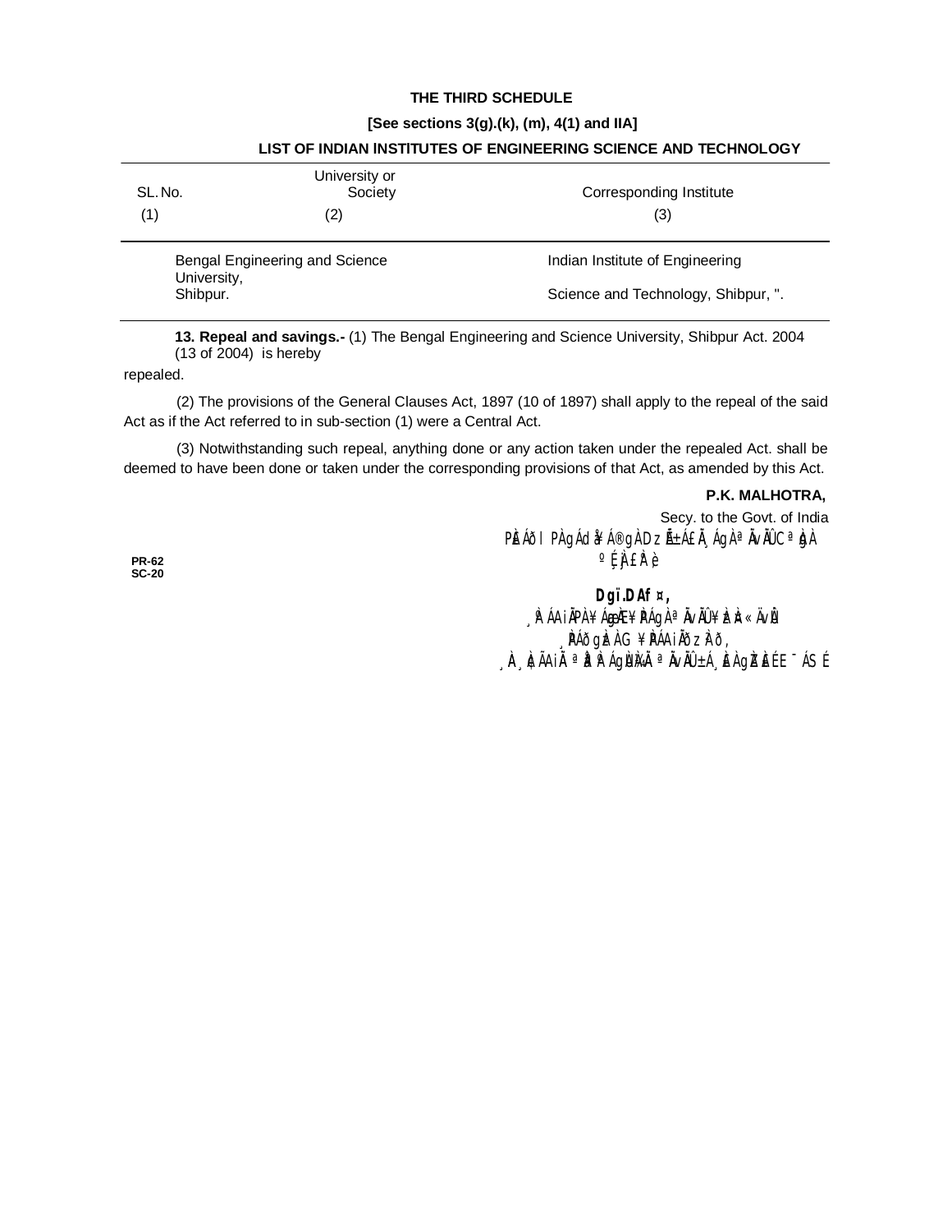**THE THIRD SCHEDULE**

**[See sections 3(g).(k), (m), 4(1) and IIA]**

**LIST OF INDIAN INSTITUTES OF ENGINEERING SCIENCE AND TECHNOLOGY**

| SL. No. | University or Society | Corresponding Institute |
|---|---|---|
| (1) | (2) | (3) |
| | Bengal Engineering and Science University, Shibpur. | Indian Institute of Engineering Science and Technology, Shibpur, ". |

**13. Repeal and savings.-** (1) The Bengal Engineering and Science University, Shibpur Act. 2004 (13 of 2004) is hereby repealed.

(2) The provisions of the General Clauses Act, 1897 (10 of 1897) shall apply to the repeal of the said Act as if the Act referred to in sub-section (1) were a Central Act.

(3) Notwithstanding such repeal, anything done or any action taken under the repealed Act. shall be deemed to have been done or taken under the corresponding provisions of that Act, as amended by this Act.

**P.K. MALHOTRA,**
Secy. to the Govt. of India

PÀ£ÁðI PÀgÁdå¥Á®gÀ DzÉñÁ£ÀÄ¸ÁgÀ ªÀÄvÀÄÛ CªÀgÀ
ºÉ¸Àj£À°è

**Dgï.DAf¤,**
¸ÀPÁðgÀzÀ C¥ÀgÀ PÁAiÀÄðzÀ²ð
¸ÀA¸À¢ÃAiÀÄ ªÀåªÀºÁgÀUÀ¼ÀÄ ªÀÄvÀÄÛ±Á¸À£À gÀZÀ£É E¯ÁSÉ

PR-62
SC-20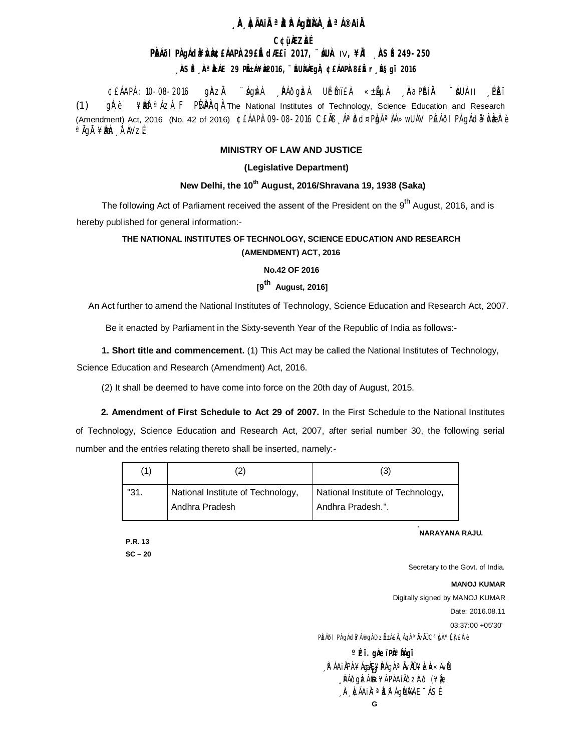¸ÀA¸À¢ÃAiÀÄ ªÀåªÀºÁgÀUÀ¼À ¸ÀaªÁ®AiÀÄ

C¢ü¸ÀÆZÀ£É

PÀ£ÁðlPÀ gÁdå¥ÀvÀæ ¢£ÁAPÀ 29£Éà dÆ£ï 2017, ¨sÁUÀ IV, ¥ÀÄl ¸ÀASÉå 249-250

¸ÀASÉå ¸ÀAªÀå±ÁE 29 PÉÃ±Á¥Àæ 2016, ¨ÉAUÀ¼ÀÆgÀÄ, ¢£ÁAPÀ 8£Éà r¸ÉA§gï 2016

¢£ÁAPÀ: 10-08-2016 gÀAzÀÄ ¨sÁgÀvÀ ¸ÀPÁðgÀzÀ UÉeÉmï£À «±ÉõÀ ¸ÀAaPÉAiÀÄ ¨sÁUÀ II ¸ÉPÀë£ï (1) gÀè ¥ÀæPÀlªÁzÀ F PÉ¼ÀPÀAqÀ The National Institutes of Technology, Science Education and Research (Amendment) Act, 2016 (No. 42 of 2016) ¢£ÁAPÀ 09-08-2016 C£ÀÄß ¸ÁªÀðd¤PÀgÀ ªÀiÁ»wUÁV PÀ£ÁðlPÀ gÁdå¥ÀvÀæzÀ°è ªÀÄgÀÄ ¥ÀæPÀn¸À¯ÁVzÉ.

## MINISTRY OF LAW AND JUSTICE

**(Legislative Department)**

**New Delhi, the 10th August, 2016/Shravana 19, 1938 (Saka)**

The following Act of Parliament received the assent of the President on the 9th August, 2016, and is hereby published for general information:-

**THE NATIONAL INSTITUTES OF TECHNOLOGY, SCIENCE EDUCATION AND RESEARCH (AMENDMENT) ACT, 2016**

**No.42 OF 2016**

**[9th August, 2016]**

An Act further to amend the National Institutes of Technology, Science Education and Research Act, 2007.

Be it enacted by Parliament in the Sixty-seventh Year of the Republic of India as follows:-

**1. Short title and commencement.** (1) This Act may be called the National Institutes of Technology, Science Education and Research (Amendment) Act, 2016.

(2) It shall be deemed to have come into force on the 20th day of August, 2015.

**2. Amendment of First Schedule to Act 29 of 2007.** In the First Schedule to the National Institutes of Technology, Science Education and Research Act, 2007, after serial number 30, the following serial number and the entries relating thereto shall be inserted, namely:-

| (1) | (2) | (3) |
|---|---|---|
| "31. | National Institute of Technology, Andhra Pradesh | National Institute of Technology, Andhra Pradesh.". |

**NARAYANA RAJU.**

**P.R. 13**
**SC – 20**

Secretary to the Govt. of India.

**MANOJ KUMAR**
Digitally signed by MANOJ KUMAR
Date: 2016.08.11
03:37:00 +05'30'

PÀ£ÁðlPÀ gÁdå¥ÁætgÀ DzÉÃ±Á£ÀÄ¸ÁgÀ ªÀÄvÀÄÛ CªÀgÀ ºÉ¸Àj£À°è

**ºÉZï. gÁeÉÃ±ÀégÀ**

¸ÀPÁðgÀzÀ ¥ÀzÀ¤«ÄvÀ ¥ÀæzsÁ£À PÁAiÀÄðzÀ²ð (¥Àæ¨sÁgÀ)

¸ÀA¸À¢ÃAiÀÄ ªÀåªÀºÁgÀUÀ¼À E¯ÁSÉ

**G**